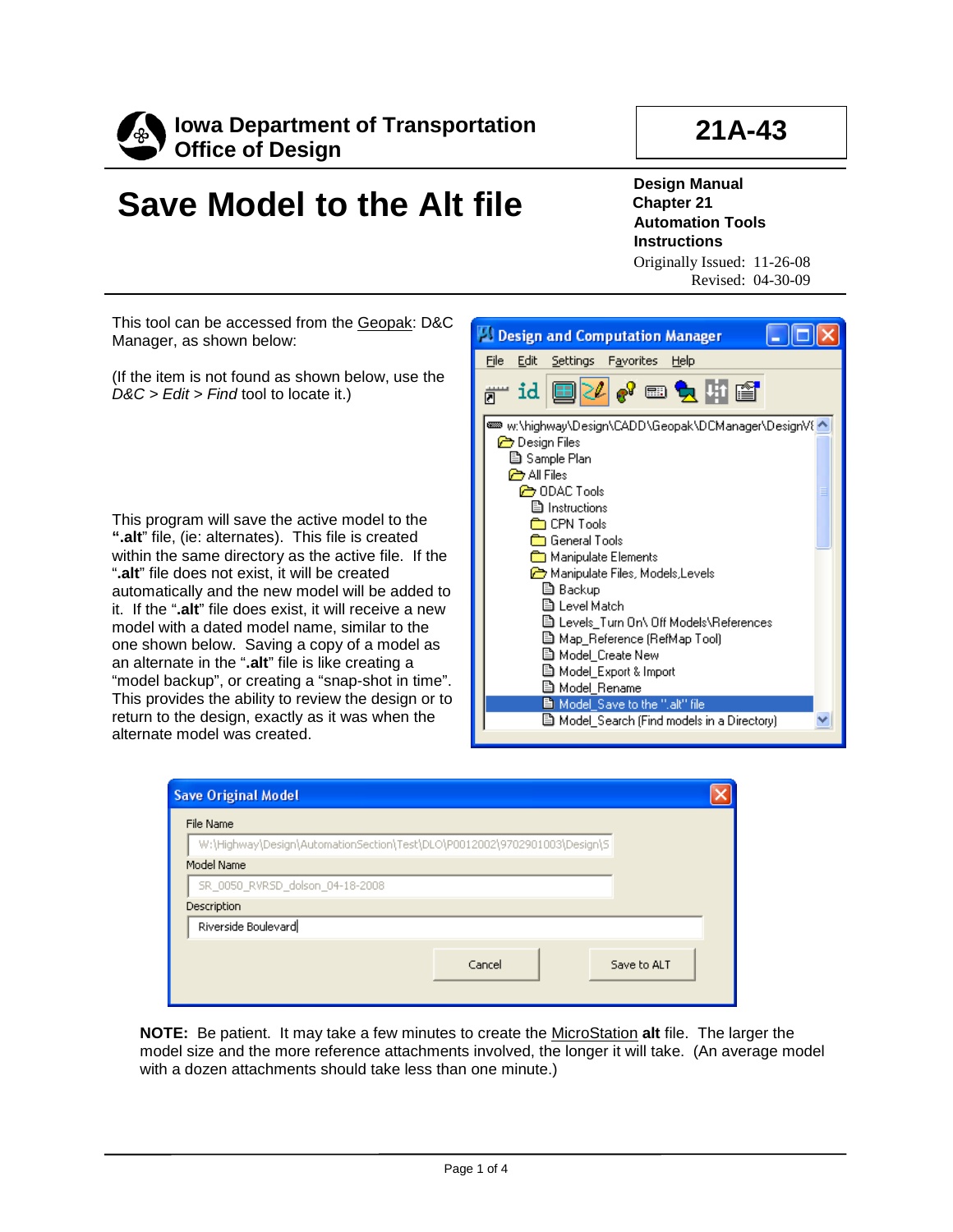**Iowa Department of Transportation**
**Office of Design**

**21A-43**

# Save Model to the Alt file

**Design Manual**
**Chapter 21**
**Automation Tools**
**Instructions**

Originally Issued: 11-26-08
Revised: 04-30-09

This tool can be accessed from the Geopak: D&C Manager, as shown below:

(If the item is not found as shown below, use the *D&C > Edit > Find* tool to locate it.)

This program will save the active model to the **".alt"** file, (ie: alternates). This file is created within the same directory as the active file. If the "**.alt**" file does not exist, it will be created automatically and the new model will be added to it. If the "**.alt**" file does exist, it will receive a new model with a dated model name, similar to the one shown below. Saving a copy of a model as an alternate in the "**.alt**" file is like creating a "model backup", or creating a "snap-shot in time". This provides the ability to review the design or to return to the design, exactly as it was when the alternate model was created.

**NOTE:** Be patient. It may take a few minutes to create the MicroStation **alt** file. The larger the model size and the more reference attachments involved, the longer it will take. (An average model with a dozen attachments should take less than one minute.)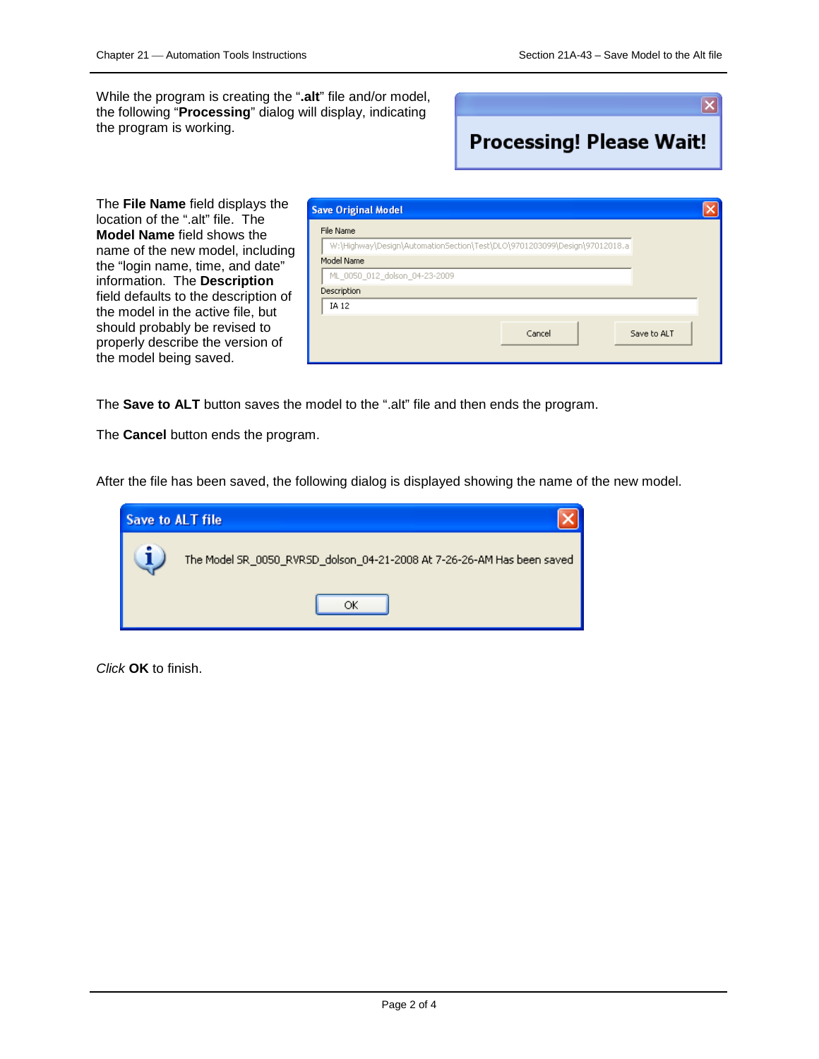While the program is creating the "**.alt**" file and/or model, the following "**Processing**" dialog will display, indicating the program is working.

The **File Name** field displays the location of the ".alt" file. The **Model Name** field shows the name of the new model, including the "login name, time, and date" information. The **Description** field defaults to the description of the model in the active file, but should probably be revised to properly describe the version of the model being saved.

The **Save to ALT** button saves the model to the ".alt" file and then ends the program.

The **Cancel** button ends the program.

After the file has been saved, the following dialog is displayed showing the name of the new model.

*Click* **OK** to finish.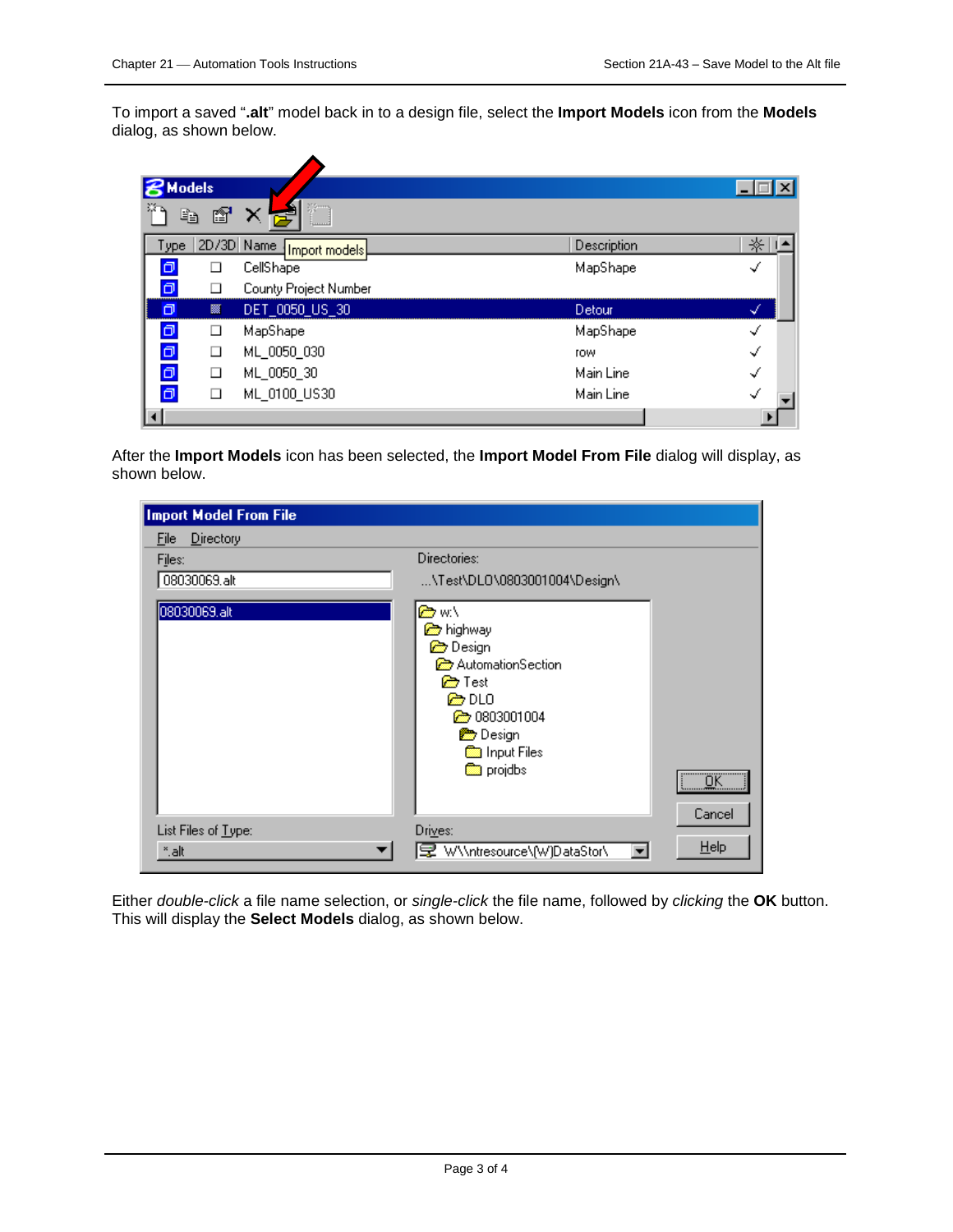To import a saved "**.alt**" model back in to a design file, select the **Import Models** icon from the **Models** dialog, as shown below.

After the **Import Models** icon has been selected, the **Import Model From File** dialog will display, as shown below.

Either *double-click* a file name selection, or *single-click* the file name, followed by *clicking* the **OK** button. This will display the **Select Models** dialog, as shown below.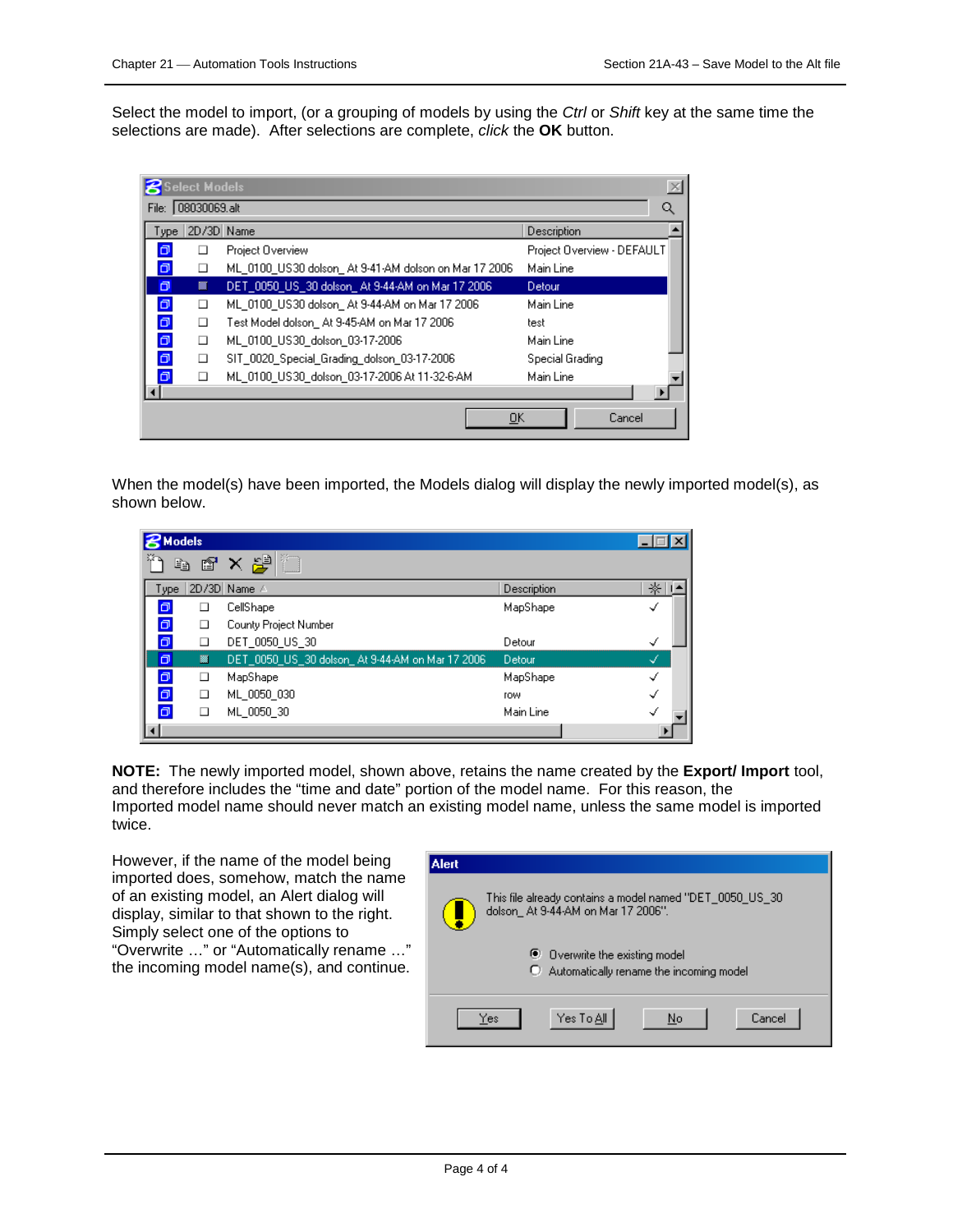Select the model to import, (or a grouping of models by using the *Ctrl* or *Shift* key at the same time the selections are made). After selections are complete, *click* the **OK** button.

When the model(s) have been imported, the Models dialog will display the newly imported model(s), as shown below.

**NOTE:** The newly imported model, shown above, retains the name created by the **Export/ Import** tool, and therefore includes the "time and date" portion of the model name. For this reason, the Imported model name should never match an existing model name, unless the same model is imported twice.

However, if the name of the model being imported does, somehow, match the name of an existing model, an Alert dialog will display, similar to that shown to the right. Simply select one of the options to "Overwrite …" or "Automatically rename …" the incoming model name(s), and continue.